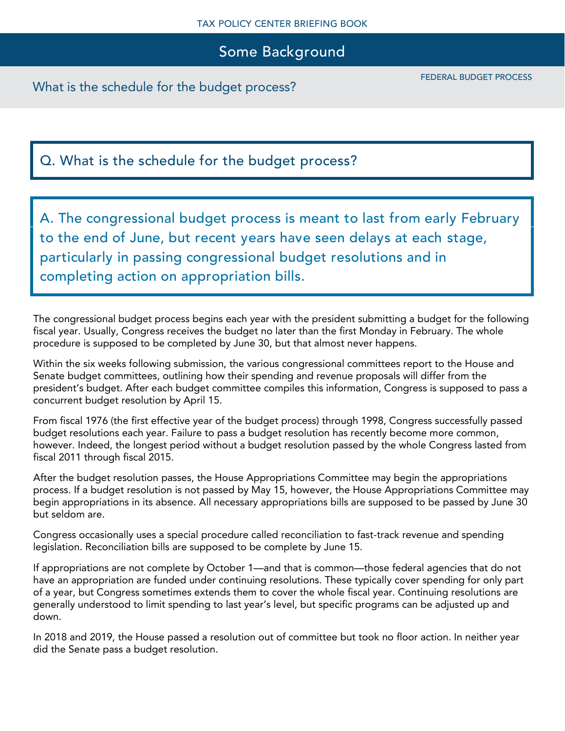## Some Background

FEDERAL BUDGET PROCESS

What is the schedule for the budget process?

### Q. What is the schedule for the budget process?

### A. The congressional budget process is meant to last from early February to the end of June, but recent years have seen delays at each stage, particularly in passing congressional budget resolutions and in completing action on appropriation bills.

The congressional budget process begins each year with the president submitting a budget for the following fiscal year. Usually, Congress receives the budget no later than the first Monday in February. The whole procedure is supposed to be completed by June 30, but that almost never happens.

Within the six weeks following submission, the various congressional committees report to the House and Senate budget committees, outlining how their spending and revenue proposals will differ from the president's budget. After each budget committee compiles this information, Congress is supposed to pass a concurrent budget resolution by April 15.

From fiscal 1976 (the first effective year of the budget process) through 1998, Congress successfully passed budget resolutions each year. Failure to pass a budget resolution has recently become more common, however. Indeed, the longest period without a budget resolution passed by the whole Congress lasted from fiscal 2011 through fiscal 2015.

After the budget resolution passes, the House Appropriations Committee may begin the appropriations process. If a budget resolution is not passed by May 15, however, the House Appropriations Committee may begin appropriations in its absence. All necessary appropriations bills are supposed to be passed by June 30 but seldom are.

Congress occasionally uses a special procedure called reconciliation to fast-track revenue and spending legislation. Reconciliation bills are supposed to be complete by June 15.

If appropriations are not complete by October 1—and that is common—those federal agencies that do not have an appropriation are funded under continuing resolutions. These typically cover spending for only part of a year, but Congress sometimes extends them to cover the whole fiscal year. Continuing resolutions are generally understood to limit spending to last year's level, but specific programs can be adjusted up and down.

In 2018 and 2019, the House passed a resolution out of committee but took no floor action. In neither year did the Senate pass a budget resolution.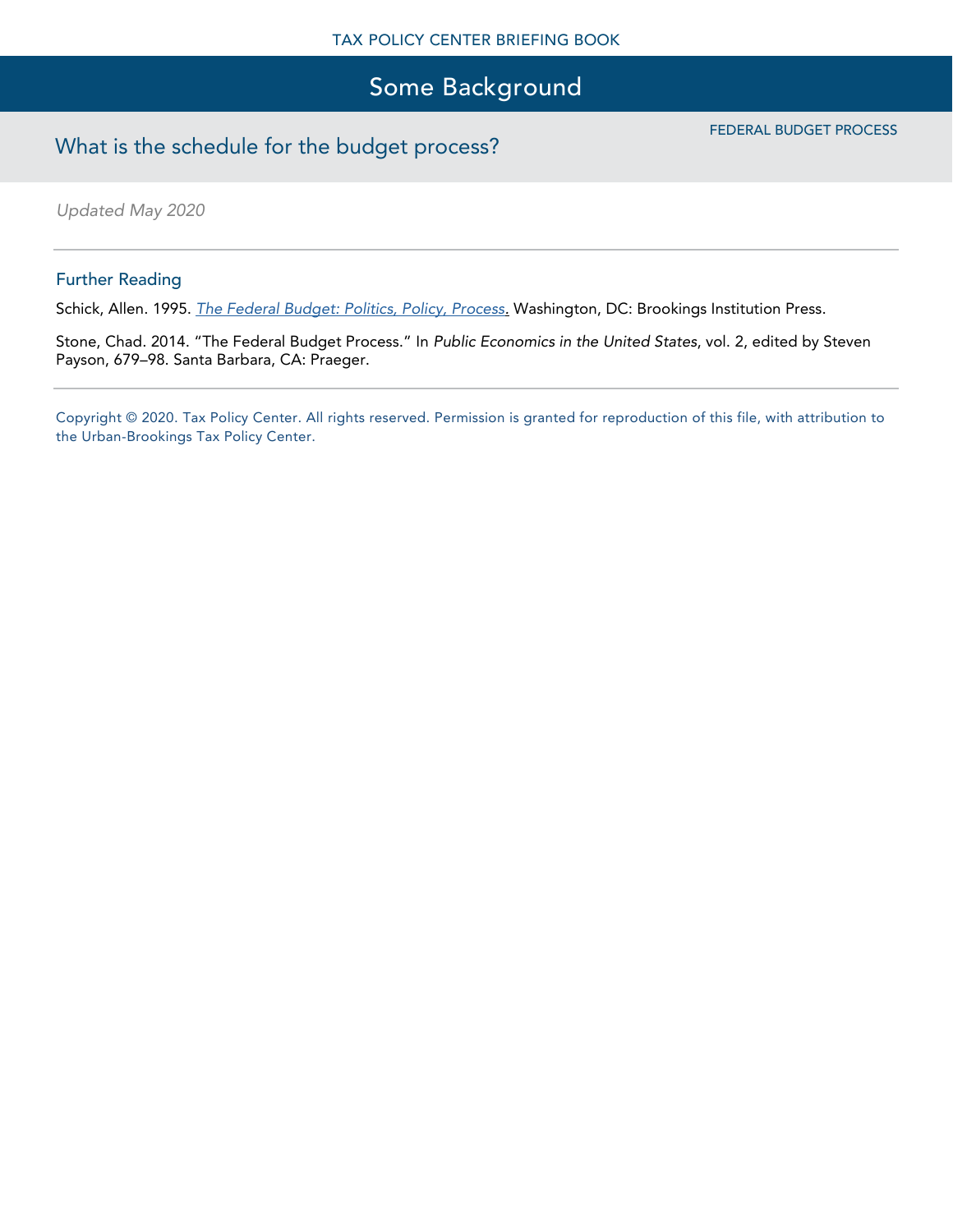# Some Background

FEDERAL BUDGET PROCESS

## What is the schedule for the budget process?

*Updated May 2020*

---

### Further Reading

Schick, Allen. 1995. *The Federal Budget: Politics, Policy, Process*. Washington, DC: Brookings Institution Press.

Stone, Chad. 2014. "The Federal Budget Process." In *Public Economics in the United States*, vol. 2, edited by Steven Payson, 679–98. Santa Barbara, CA: Praeger.

---

Copyright © 2020. Tax Policy Center. All rights reserved. Permission is granted for reproduction of this file, with attribution to the Urban-Brookings Tax Policy Center.